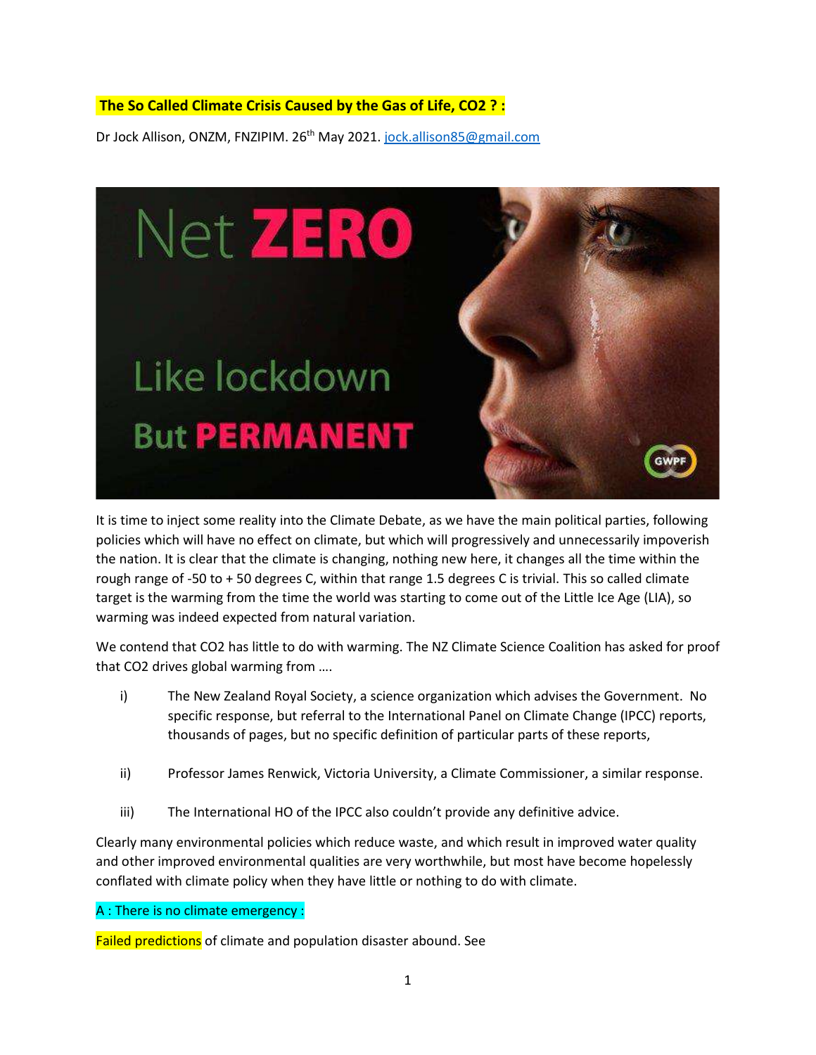# The So Called Climate Crisis Caused by the Gas of Life, $CO_2$ ? :

Dr Jock Allison, ONZM, FNZIPIM. 26th May 2021. jock.allison85@gmail.com

It is time to inject some reality into the Climate Debate, as we have the main political parties, following policies which will have no effect on climate, but which will progressively and unnecessarily impoverish the nation. It is clear that the climate is changing, nothing new here, it changes all the time within the rough range of -50 to + 50 degrees C, within that range 1.5 degrees C is trivial. This so called climate target is the warming from the time the world was starting to come out of the Little Ice Age (LIA), so warming was indeed expected from natural variation.

We contend that $CO_2$ has little to do with warming. The NZ Climate Science Coalition has asked for proof that $CO_2$ drives global warming from ….

i) The New Zealand Royal Society, a science organization which advises the Government. No specific response, but referral to the International Panel on Climate Change (IPCC) reports, thousands of pages, but no specific definition of particular parts of these reports,

ii) Professor James Renwick, Victoria University, a Climate Commissioner, a similar response.

iii) The International HO of the IPCC also couldn't provide any definitive advice.

Clearly many environmental policies which reduce waste, and which result in improved water quality and other improved environmental qualities are very worthwhile, but most have become hopelessly conflated with climate policy when they have little or nothing to do with climate.

## A : There is no climate emergency :

**Failed predictions** of climate and population disaster abound. See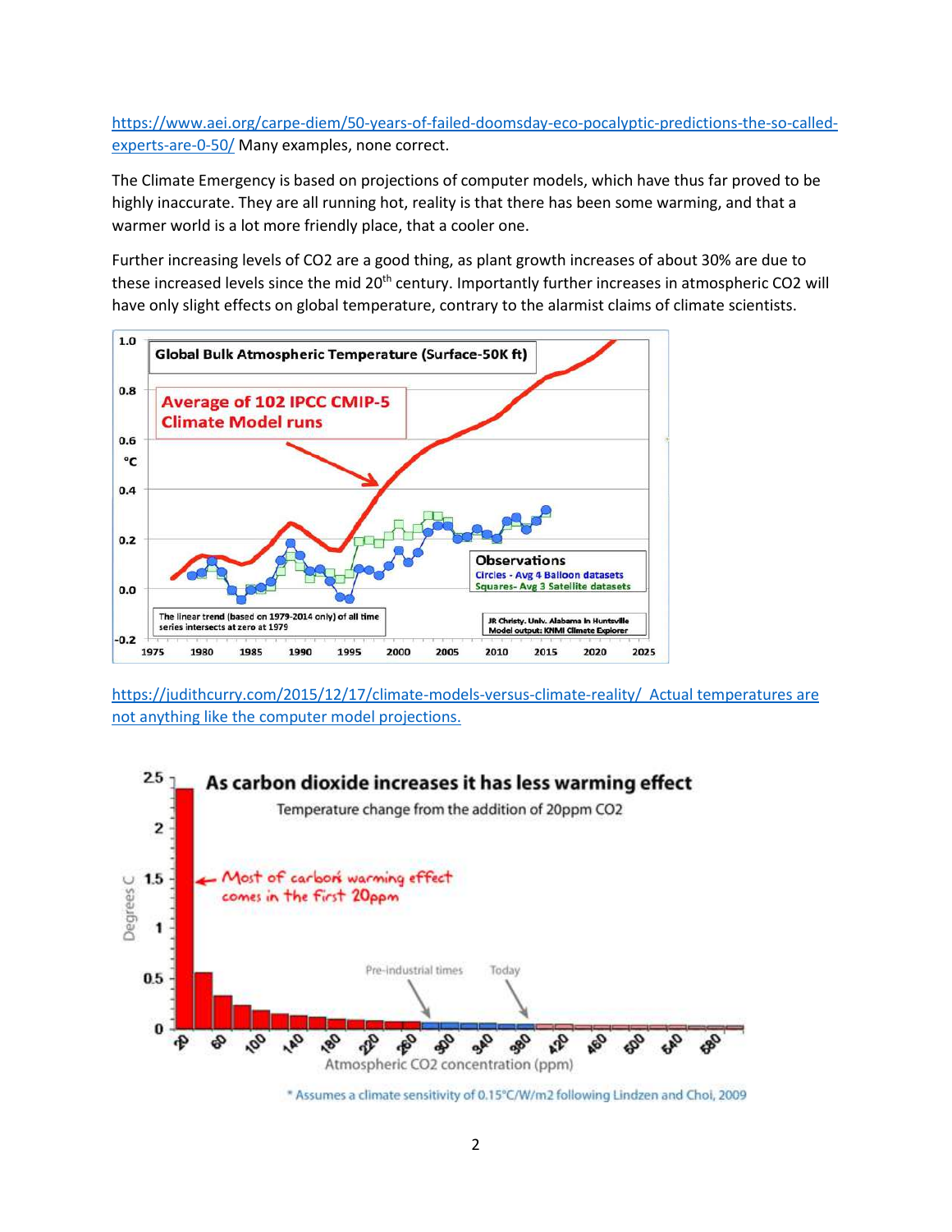https://www.aei.org/carpe-diem/50-years-of-failed-doomsday-eco-pocalyptic-predictions-the-so-called-experts-are-0-50/ Many examples, none correct.

The Climate Emergency is based on projections of computer models, which have thus far proved to be highly inaccurate. They are all running hot, reality is that there has been some warming, and that a warmer world is a lot more friendly place, that a cooler one.

Further increasing levels of $CO_2$ are a good thing, as plant growth increases of about 30% are due to these increased levels since the mid 20th century. Importantly further increases in atmospheric $CO_2$ will have only slight effects on global temperature, contrary to the alarmist claims of climate scientists.

https://judithcurry.com/2015/12/17/climate-models-versus-climate-reality/ Actual temperatures are not anything like the computer model projections.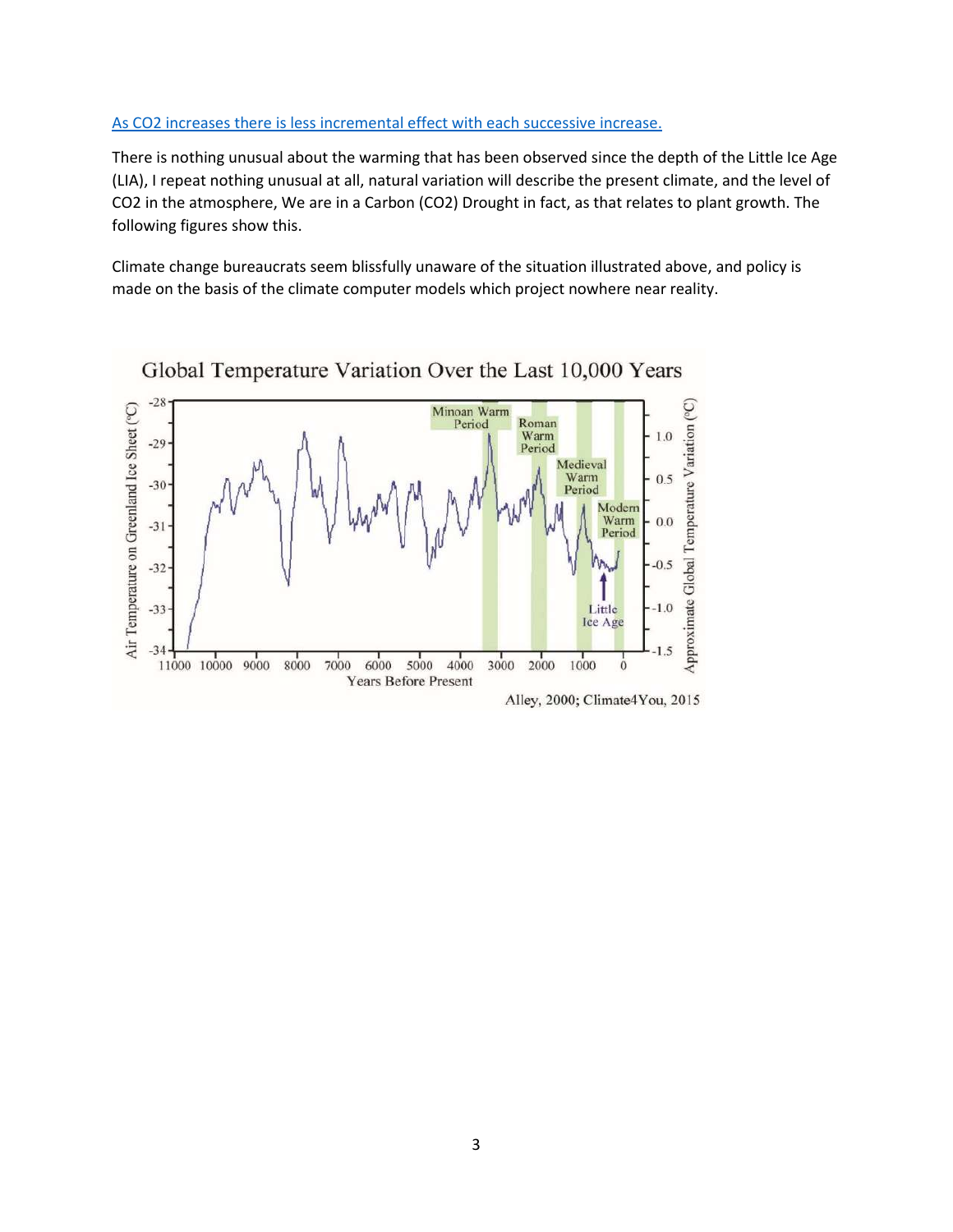As $CO_2$ increases there is less incremental effect with each successive increase.

There is nothing unusual about the warming that has been observed since the depth of the Little Ice Age (LIA), I repeat nothing unusual at all, natural variation will describe the present climate, and the level of $CO_2$ in the atmosphere, We are in a Carbon ($CO_2$) Drought in fact, as that relates to plant growth. The following figures show this.

Climate change bureaucrats seem blissfully unaware of the situation illustrated above, and policy is made on the basis of the climate computer models which project nowhere near reality.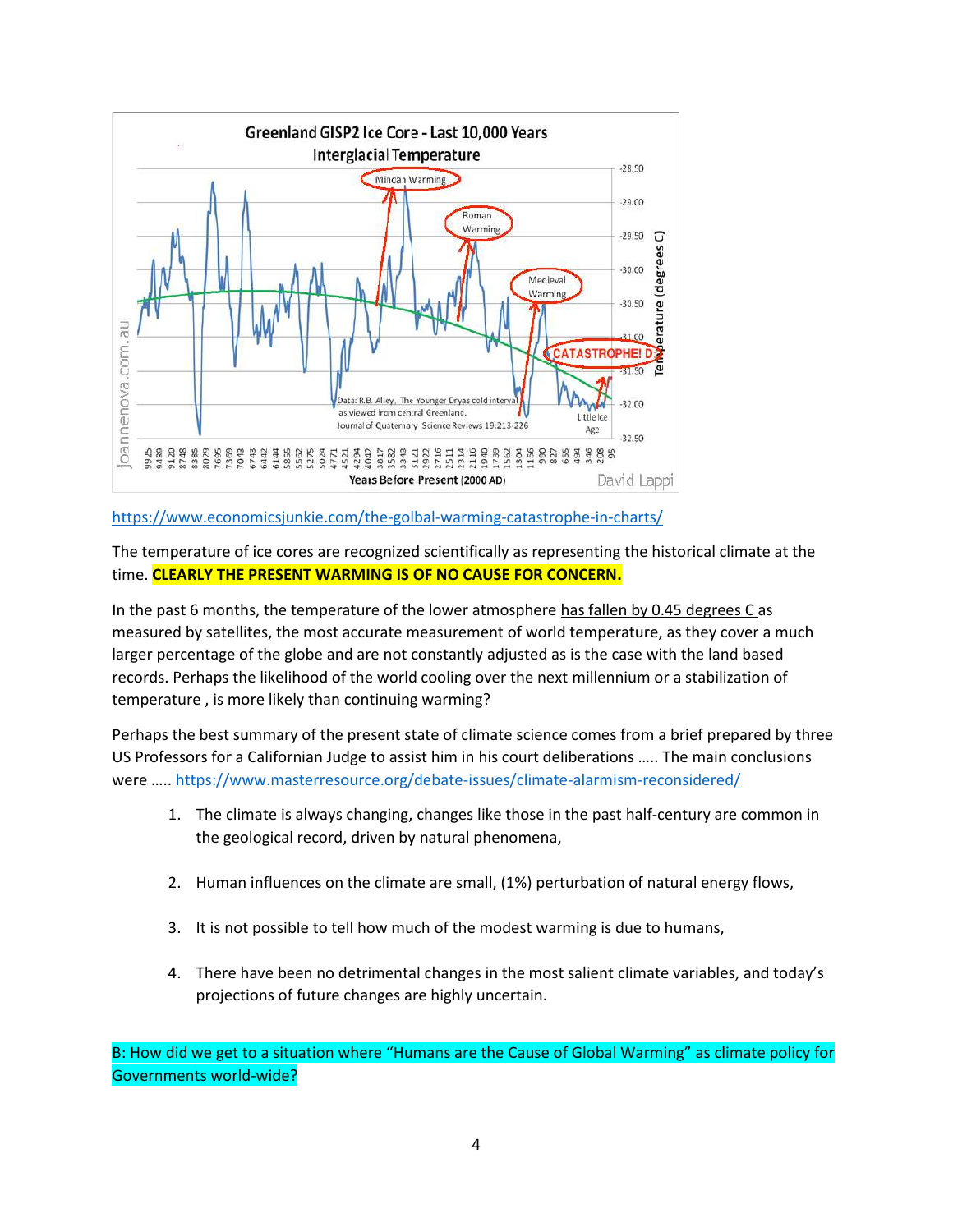https://www.economicsjunkie.com/the-golbal-warming-catastrophe-in-charts/

The temperature of ice cores are recognized scientifically as representing the historical climate at the time. **CLEARLY THE PRESENT WARMING IS OF NO CAUSE FOR CONCERN.**

In the past 6 months, the temperature of the lower atmosphere has fallen by 0.45 degrees C as measured by satellites, the most accurate measurement of world temperature, as they cover a much larger percentage of the globe and are not constantly adjusted as is the case with the land based records. Perhaps the likelihood of the world cooling over the next millennium or a stabilization of temperature , is more likely than continuing warming?

Perhaps the best summary of the present state of climate science comes from a brief prepared by three US Professors for a Californian Judge to assist him in his court deliberations ….. The main conclusions were ….. https://www.masterresource.org/debate-issues/climate-alarmism-reconsidered/

1. The climate is always changing, changes like those in the past half-century are common in the geological record, driven by natural phenomena,

2. Human influences on the climate are small, (1%) perturbation of natural energy flows,

3. It is not possible to tell how much of the modest warming is due to humans,

4. There have been no detrimental changes in the most salient climate variables, and today's projections of future changes are highly uncertain.

B: How did we get to a situation where "Humans are the Cause of Global Warming" as climate policy for Governments world-wide?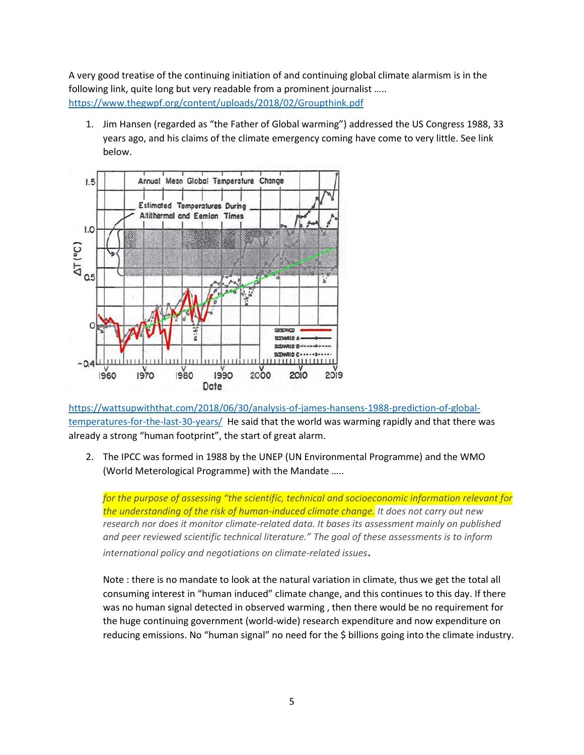A very good treatise of the continuing initiation of and continuing global climate alarmism is in the following link, quite long but very readable from a prominent journalist …..
https://www.thegwpf.org/content/uploads/2018/02/Groupthink.pdf

1. Jim Hansen (regarded as "the Father of Global warming") addressed the US Congress 1988, 33 years ago, and his claims of the climate emergency coming have come to very little. See link below.

https://wattsupwiththat.com/2018/06/30/analysis-of-james-hansens-1988-prediction-of-global-temperatures-for-the-last-30-years/ He said that the world was warming rapidly and that there was already a strong "human footprint", the start of great alarm.

2. The IPCC was formed in 1988 by the UNEP (UN Environmental Programme) and the WMO (World Meterological Programme) with the Mandate …..

   *for the purpose of assessing "the scientific, technical and socioeconomic information relevant for the understanding of the risk of human-induced climate change. It does not carry out new research nor does it monitor climate-related data. It bases its assessment mainly on published and peer reviewed scientific technical literature." The goal of these assessments is to inform international policy and negotiations on climate-related issues*.

   Note : there is no mandate to look at the natural variation in climate, thus we get the total all consuming interest in "human induced" climate change, and this continues to this day. If there was no human signal detected in observed warming , then there would be no requirement for the huge continuing government (world-wide) research expenditure and now expenditure on reducing emissions. No "human signal" no need for the $ billions going into the climate industry.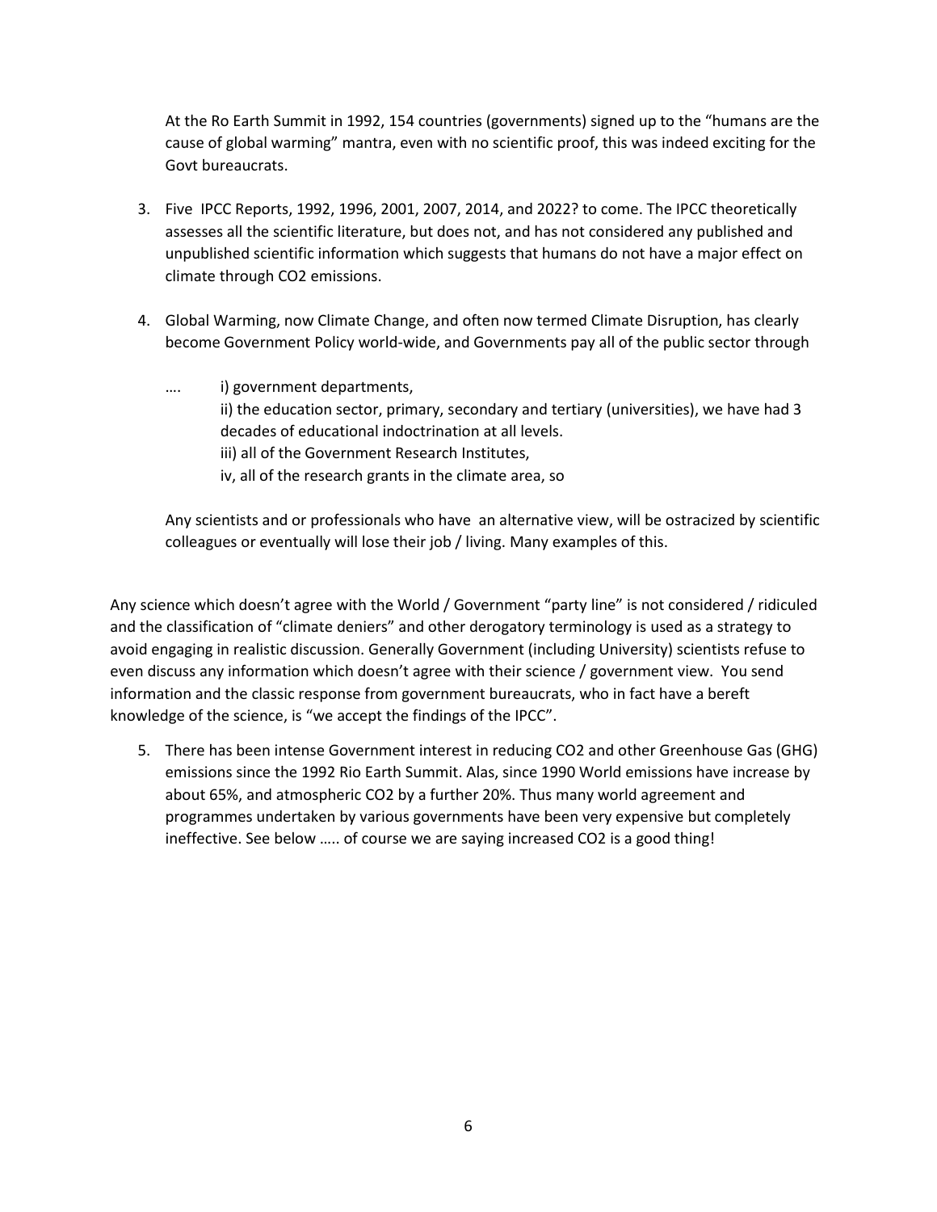At the Ro Earth Summit in 1992, 154 countries (governments) signed up to the "humans are the cause of global warming" mantra, even with no scientific proof, this was indeed exciting for the Govt bureaucrats.

3. Five IPCC Reports, 1992, 1996, 2001, 2007, 2014, and 2022? to come. The IPCC theoretically assesses all the scientific literature, but does not, and has not considered any published and unpublished scientific information which suggests that humans do not have a major effect on climate through $CO_2$ emissions.

4. Global Warming, now Climate Change, and often now termed Climate Disruption, has clearly become Government Policy world-wide, and Governments pay all of the public sector through

   …. i) government departments,
   ii) the education sector, primary, secondary and tertiary (universities), we have had 3 decades of educational indoctrination at all levels.
   iii) all of the Government Research Institutes,
   iv, all of the research grants in the climate area, so

   Any scientists and or professionals who have an alternative view, will be ostracized by scientific colleagues or eventually will lose their job / living. Many examples of this.

Any science which doesn't agree with the World / Government "party line" is not considered / ridiculed and the classification of "climate deniers" and other derogatory terminology is used as a strategy to avoid engaging in realistic discussion. Generally Government (including University) scientists refuse to even discuss any information which doesn't agree with their science / government view. You send information and the classic response from government bureaucrats, who in fact have a bereft knowledge of the science, is "we accept the findings of the IPCC".

5. There has been intense Government interest in reducing $CO_2$ and other Greenhouse Gas (GHG) emissions since the 1992 Rio Earth Summit. Alas, since 1990 World emissions have increase by about 65%, and atmospheric $CO_2$ by a further 20%. Thus many world agreement and programmes undertaken by various governments have been very expensive but completely ineffective. See below ….. of course we are saying increased $CO_2$ is a good thing!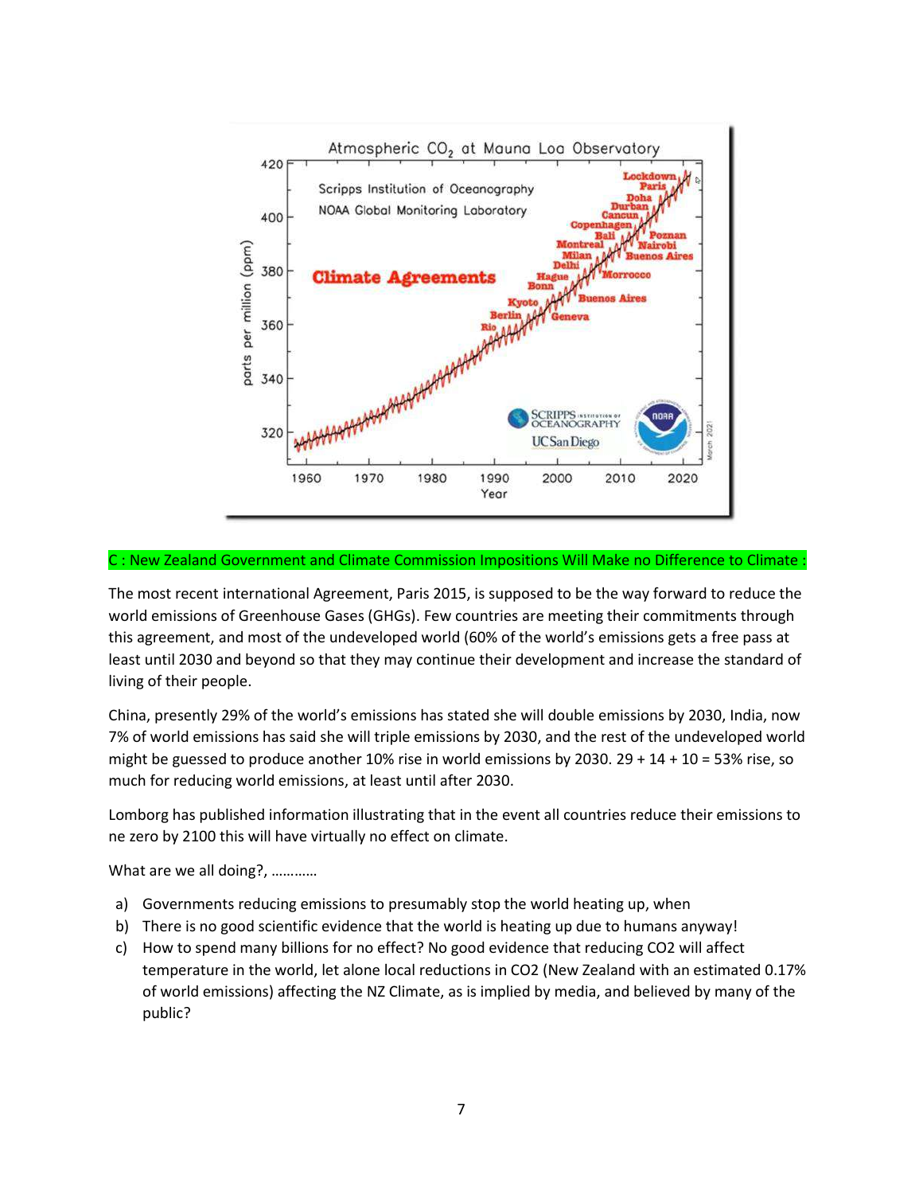C : New Zealand Government and Climate Commission Impositions Will Make no Difference to Climate :

The most recent international Agreement, Paris 2015, is supposed to be the way forward to reduce the world emissions of Greenhouse Gases (GHGs). Few countries are meeting their commitments through this agreement, and most of the undeveloped world (60% of the world's emissions gets a free pass at least until 2030 and beyond so that they may continue their development and increase the standard of living of their people.

China, presently 29% of the world's emissions has stated she will double emissions by 2030, India, now 7% of world emissions has said she will triple emissions by 2030, and the rest of the undeveloped world might be guessed to produce another 10% rise in world emissions by 2030. 29 + 14 + 10 = 53% rise, so much for reducing world emissions, at least until after 2030.

Lomborg has published information illustrating that in the event all countries reduce their emissions to ne zero by 2100 this will have virtually no effect on climate.

What are we all doing?, …………

a) Governments reducing emissions to presumably stop the world heating up, when
b) There is no good scientific evidence that the world is heating up due to humans anyway!
c) How to spend many billions for no effect? No good evidence that reducing CO2 will affect temperature in the world, let alone local reductions in CO2 (New Zealand with an estimated 0.17% of world emissions) affecting the NZ Climate, as is implied by media, and believed by many of the public?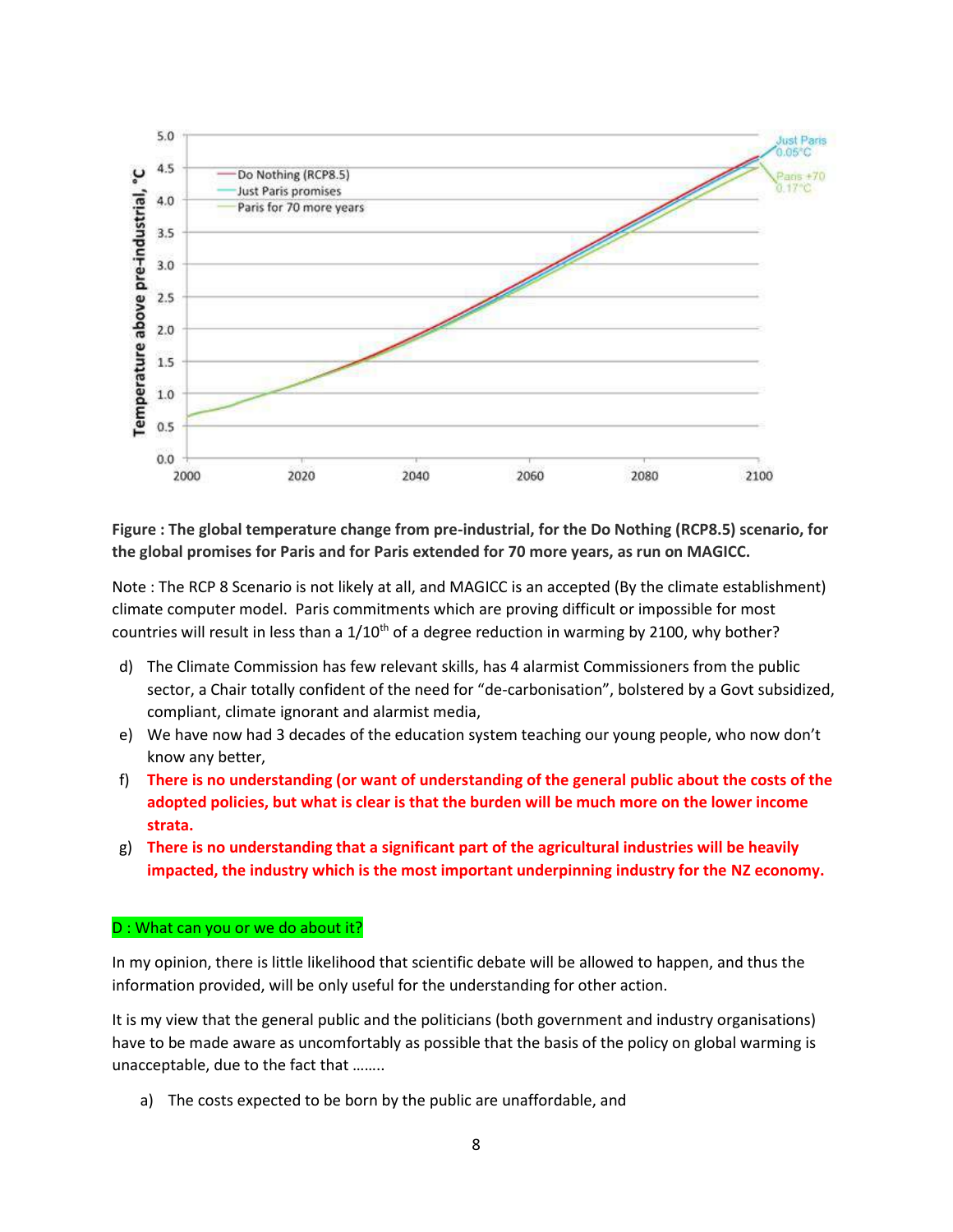**Figure : The global temperature change from pre-industrial, for the Do Nothing (RCP8.5) scenario, for the global promises for Paris and for Paris extended for 70 more years, as run on MAGICC.**

Note : The RCP 8 Scenario is not likely at all, and MAGICC is an accepted (By the climate establishment) climate computer model. Paris commitments which are proving difficult or impossible for most countries will result in less than a 1/10th of a degree reduction in warming by 2100, why bother?

d) The Climate Commission has few relevant skills, has 4 alarmist Commissioners from the public sector, a Chair totally confident of the need for "de-carbonisation", bolstered by a Govt subsidized, compliant, climate ignorant and alarmist media,

e) We have now had 3 decades of the education system teaching our young people, who now don't know any better,

f) **There is no understanding (or want of understanding of the general public about the costs of the adopted policies, but what is clear is that the burden will be much more on the lower income strata.**

g) **There is no understanding that a significant part of the agricultural industries will be heavily impacted, the industry which is the most important underpinning industry for the NZ economy.**

## D : What can you or we do about it?

In my opinion, there is little likelihood that scientific debate will be allowed to happen, and thus the information provided, will be only useful for the understanding for other action.

It is my view that the general public and the politicians (both government and industry organisations) have to be made aware as uncomfortably as possible that the basis of the policy on global warming is unacceptable, due to the fact that ……..

a) The costs expected to be born by the public are unaffordable, and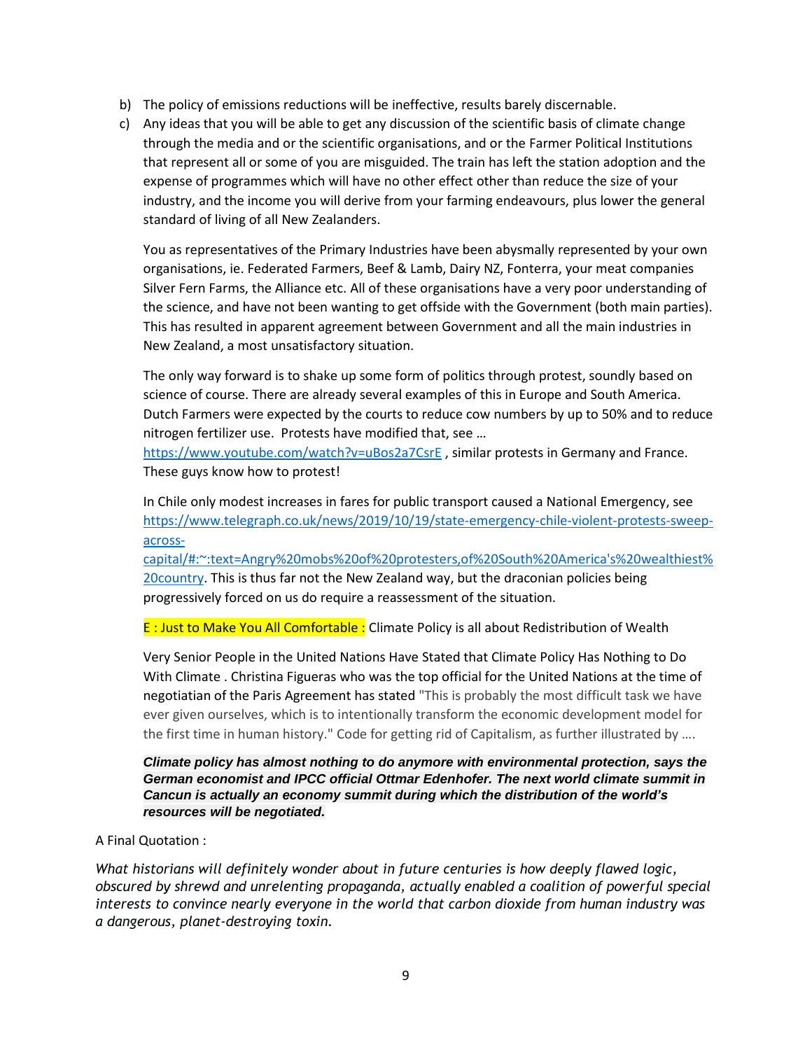b) The policy of emissions reductions will be ineffective, results barely discernable.

c) Any ideas that you will be able to get any discussion of the scientific basis of climate change through the media and or the scientific organisations, and or the Farmer Political Institutions that represent all or some of you are misguided. The train has left the station adoption and the expense of programmes which will have no other effect other than reduce the size of your industry, and the income you will derive from your farming endeavours, plus lower the general standard of living of all New Zealanders.

   You as representatives of the Primary Industries have been abysmally represented by your own organisations, ie. Federated Farmers, Beef & Lamb, Dairy NZ, Fonterra, your meat companies Silver Fern Farms, the Alliance etc. All of these organisations have a very poor understanding of the science, and have not been wanting to get offside with the Government (both main parties). This has resulted in apparent agreement between Government and all the main industries in New Zealand, a most unsatisfactory situation.

   The only way forward is to shake up some form of politics through protest, soundly based on science of course. There are already several examples of this in Europe and South America. Dutch Farmers were expected by the courts to reduce cow numbers by up to 50% and to reduce nitrogen fertilizer use. Protests have modified that, see … https://www.youtube.com/watch?v=uBos2a7CsrE , similar protests in Germany and France. These guys know how to protest!

   In Chile only modest increases in fares for public transport caused a National Emergency, see https://www.telegraph.co.uk/news/2019/10/19/state-emergency-chile-violent-protests-sweep-across-capital/#:~:text=Angry%20mobs%20of%20protesters,of%20South%20America's%20wealthiest%20country. This is thus far not the New Zealand way, but the draconian policies being progressively forced on us do require a reassessment of the situation.

   E : Just to Make You All Comfortable : Climate Policy is all about Redistribution of Wealth

   Very Senior People in the United Nations Have Stated that Climate Policy Has Nothing to Do With Climate . Christina Figueras who was the top official for the United Nations at the time of negotiatian of the Paris Agreement has stated "This is probably the most difficult task we have ever given ourselves, which is to intentionally transform the economic development model for the first time in human history." Code for getting rid of Capitalism, as further illustrated by ….

   ***Climate policy has almost nothing to do anymore with environmental protection, says the German economist and IPCC official Ottmar Edenhofer. The next world climate summit in Cancun is actually an economy summit during which the distribution of the world's resources will be negotiated.***

A Final Quotation :

*What historians will definitely wonder about in future centuries is how deeply flawed logic, obscured by shrewd and unrelenting propaganda, actually enabled a coalition of powerful special interests to convince nearly everyone in the world that carbon dioxide from human industry was a dangerous, planet-destroying toxin.*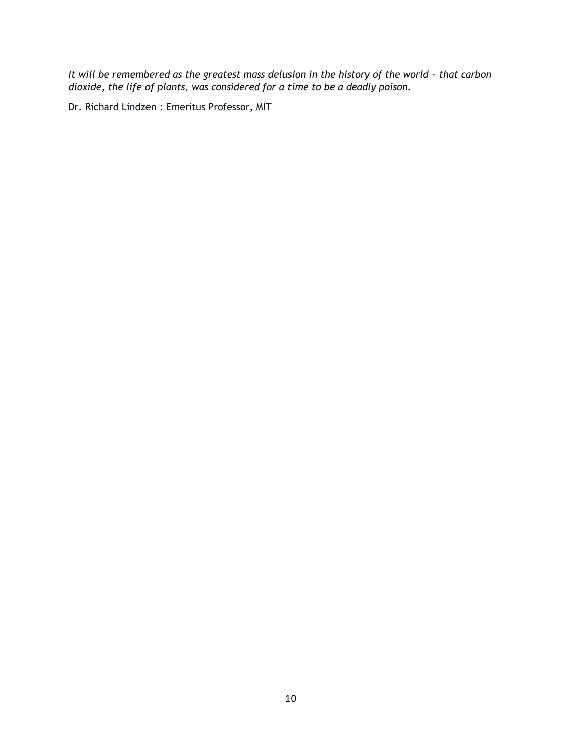*It will be remembered as the greatest mass delusion in the history of the world - that carbon dioxide, the life of plants, was considered for a time to be a deadly poison.*

Dr. Richard Lindzen : Emeritus Professor, MIT